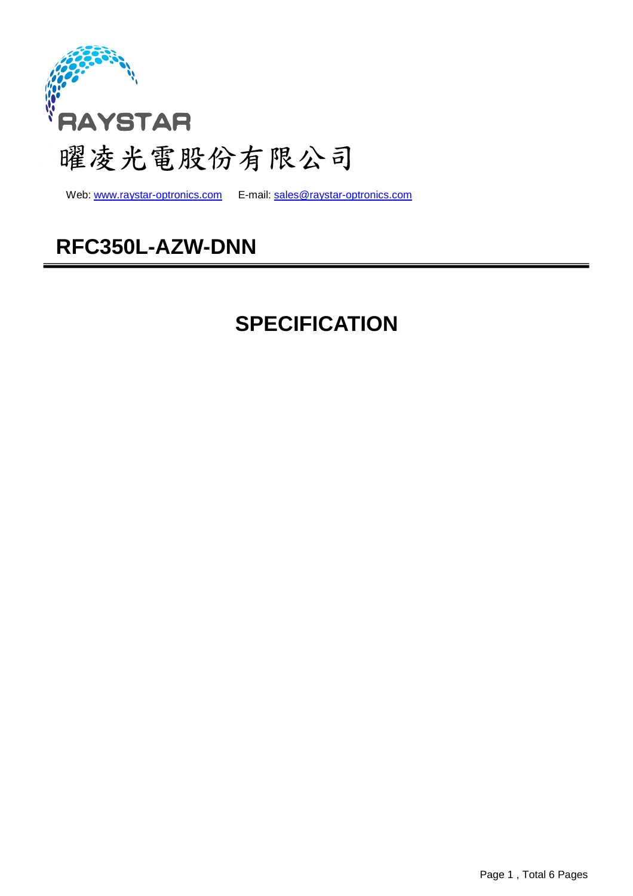RAYSTAR

曜凌光電股份有限公司

Web: [www.raystar-optronics.com](http://www.raystar-optronics.com) E-mail: [sales@raystar-optronics.com](mailto:sales@raystar-optronics.com)

# RFC350L-AZW-DNN

# SPECIFICATION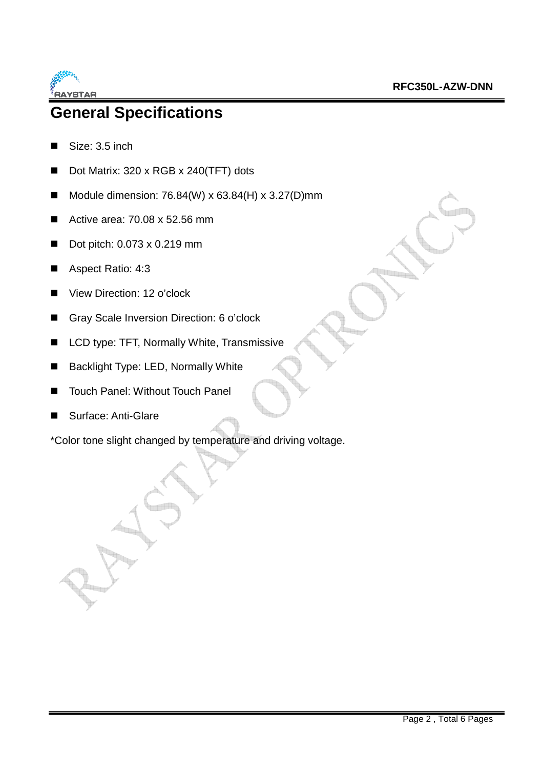# General Specifications

- Size: 3.5 inch
- Dot Matrix: 320 x RGB x 240(TFT) dots
- Module dimension: 76.84(W) x 63.84(H) x 3.27(D)mm
- Active area: 70.08 x 52.56 mm
- Dot pitch: 0.073 x 0.219 mm
- Aspect Ratio: 4:3
- View Direction: 12 o'clock
- Gray Scale Inversion Direction: 6 o'clock
- LCD type: TFT, Normally White, Transmissive
- Backlight Type: LED, Normally White
- Touch Panel: Without Touch Panel
- Surface: Anti-Glare

*Color tone slight changed by temperature and driving voltage.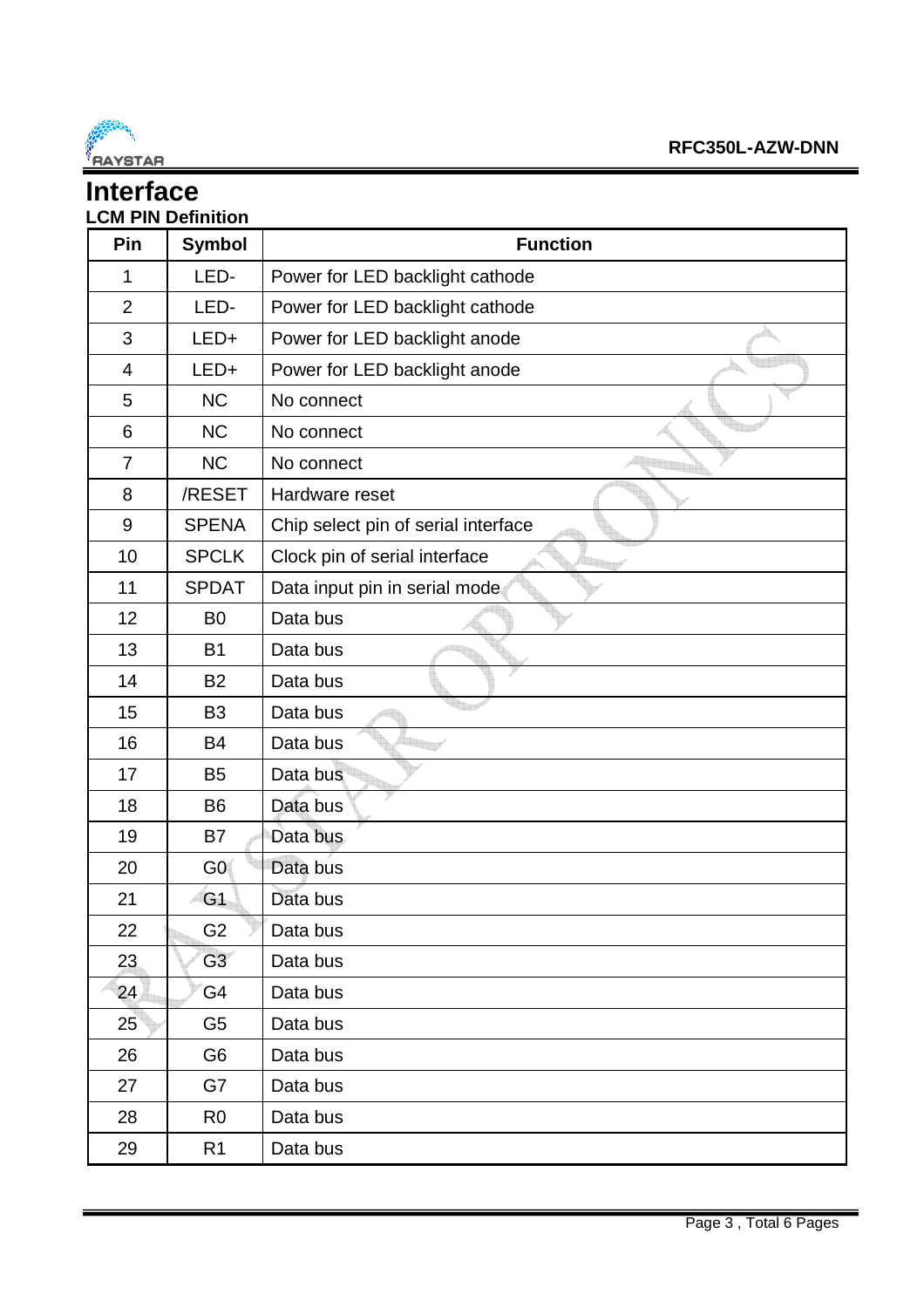# Interface

### LCM PIN Definition

| Pin | Symbol | Function |
|---|---|---|
| 1 | LED- | Power for LED backlight cathode |
| 2 | LED- | Power for LED backlight cathode |
| 3 | LED+ | Power for LED backlight anode |
| 4 | LED+ | Power for LED backlight anode |
| 5 | NC | No connect |
| 6 | NC | No connect |
| 7 | NC | No connect |
| 8 | /RESET | Hardware reset |
| 9 | SPENA | Chip select pin of serial interface |
| 10 | SPCLK | Clock pin of serial interface |
| 11 | SPDAT | Data input pin in serial mode |
| 12 | B0 | Data bus |
| 13 | B1 | Data bus |
| 14 | B2 | Data bus |
| 15 | B3 | Data bus |
| 16 | B4 | Data bus |
| 17 | B5 | Data bus |
| 18 | B6 | Data bus |
| 19 | B7 | Data bus |
| 20 | G0 | Data bus |
| 21 | G1 | Data bus |
| 22 | G2 | Data bus |
| 23 | G3 | Data bus |
| 24 | G4 | Data bus |
| 25 | G5 | Data bus |
| 26 | G6 | Data bus |
| 27 | G7 | Data bus |
| 28 | R0 | Data bus |
| 29 | R1 | Data bus |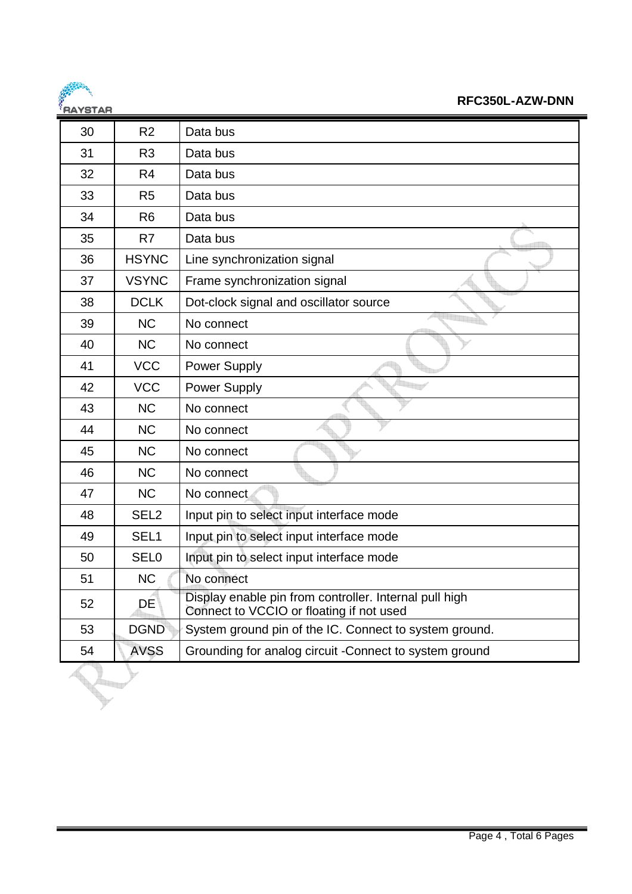| 30 | R2 | Data bus |
|---|---|---|
| 31 | R3 | Data bus |
| 32 | R4 | Data bus |
| 33 | R5 | Data bus |
| 34 | R6 | Data bus |
| 35 | R7 | Data bus |
| 36 | HSYNC | Line synchronization signal |
| 37 | VSYNC | Frame synchronization signal |
| 38 | DCLK | Dot-clock signal and oscillator source |
| 39 | NC | No connect |
| 40 | NC | No connect |
| 41 | VCC | Power Supply |
| 42 | VCC | Power Supply |
| 43 | NC | No connect |
| 44 | NC | No connect |
| 45 | NC | No connect |
| 46 | NC | No connect |
| 47 | NC | No connect |
| 48 | SEL2 | Input pin to select input interface mode |
| 49 | SEL1 | Input pin to select input interface mode |
| 50 | SEL0 | Input pin to select input interface mode |
| 51 | NC | No connect |
| 52 | DE | Display enable pin from controller. Internal pull high<br>Connect to VCCIO or floating if not used |
| 53 | DGND | System ground pin of the IC. Connect to system ground. |
| 54 | AVSS | Grounding for analog circuit -Connect to system ground |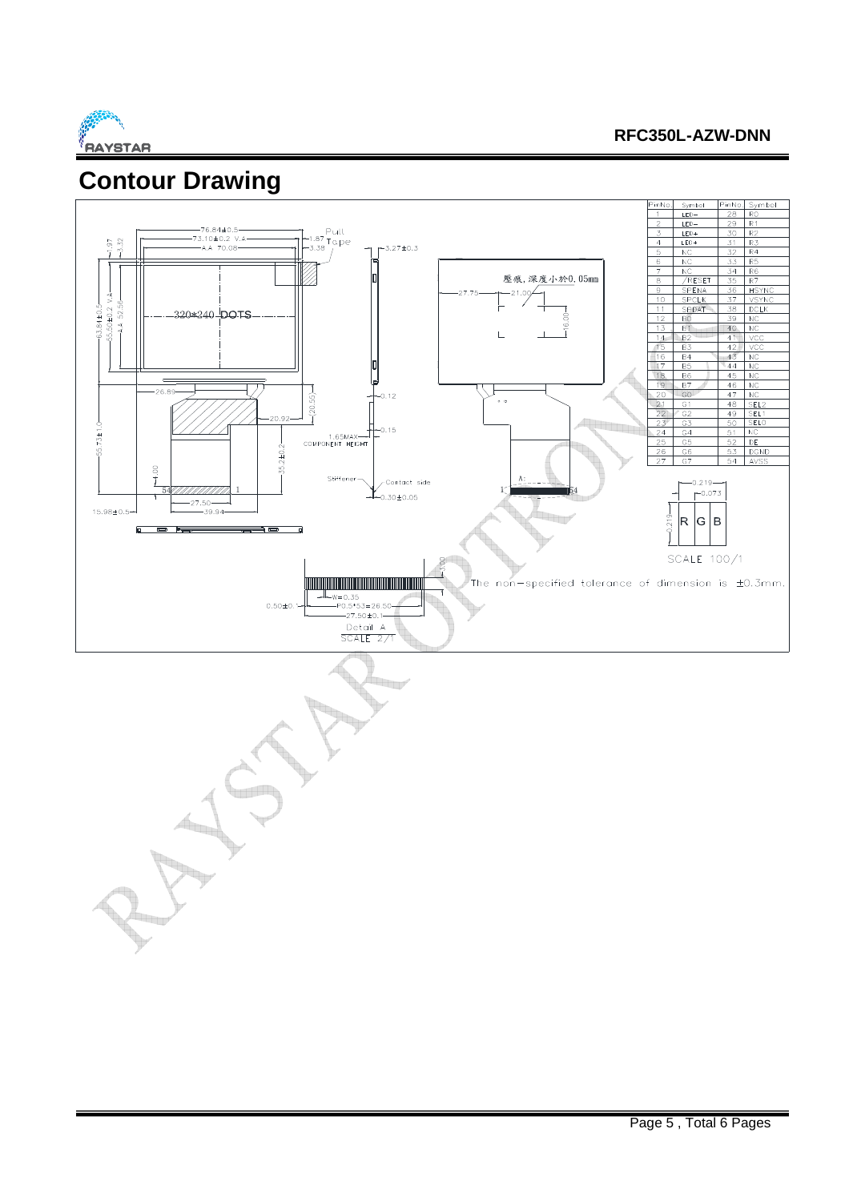# Contour Drawing

| PinNo. | Symbol | PinNo. | Symbol |
|---|---|---|---|
| 1 | LED- | 28 | R0 |
| 2 | LED- | 29 | R1 |
| 3 | LED+ | 30 | R2 |
| 4 | LED+ | 31 | R3 |
| 5 | NC | 32 | R4 |
| 6 | NC | 33 | R5 |
| 7 | NC | 34 | R6 |
| 8 | /RESET | 35 | R7 |
| 9 | SPENA | 36 | HSYNC |
| 10 | SPCLK | 37 | VSYNC |
| 11 | SPDAT | 38 | DCLK |
| 12 | B0 | 39 | NC |
| 13 | B1 | 40 | NC |
| 14 | B2 | 41 | VCC |
| 15 | B3 | 42 | VCC |
| 16 | B4 | 43 | NC |
| 17 | B5 | 44 | NC |
| 18 | B6 | 45 | NC |
| 19 | B7 | 46 | NC |
| 20 | G0 | 47 | NC |
| 21 | G1 | 48 | SEL2 |
| 22 | G2 | 49 | SEL1 |
| 23 | G3 | 50 | SEL0 |
| 24 | G4 | 51 | NC |
| 25 | G5 | 52 | DE |
| 26 | G6 | 53 | DGND |
| 27 | G7 | 54 | AVSS |

The non-specified tolerance of dimension is ±0.3mm.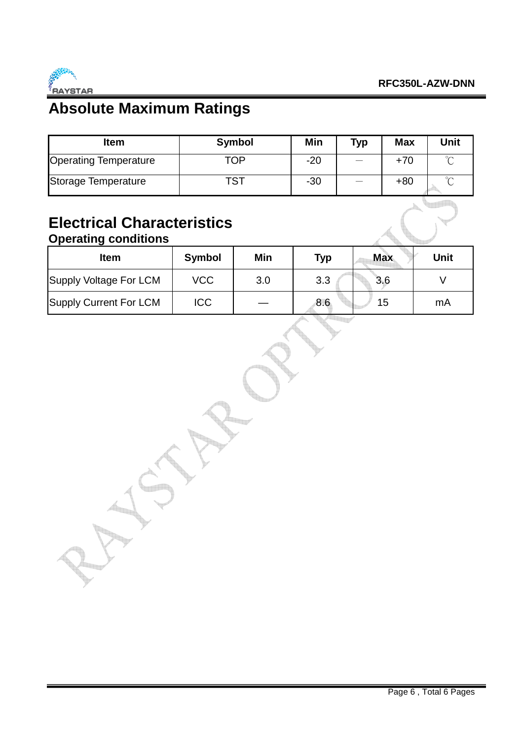# Absolute Maximum Ratings

| Item | Symbol | Min | Typ | Max | Unit |
|---|---|---|---|---|---|
| Operating Temperature | TOP | -20 | — | +70 | ℃ |
| Storage Temperature | TST | -30 | — | +80 | ℃ |

# Electrical Characteristics

## Operating conditions

| Item | Symbol | Min | Typ | Max | Unit |
|---|---|---|---|---|---|
| Supply Voltage For LCM | VCC | 3.0 | 3.3 | 3.6 | V |
| Supply Current For LCM | ICC | — | 8.6 | 15 | mA |